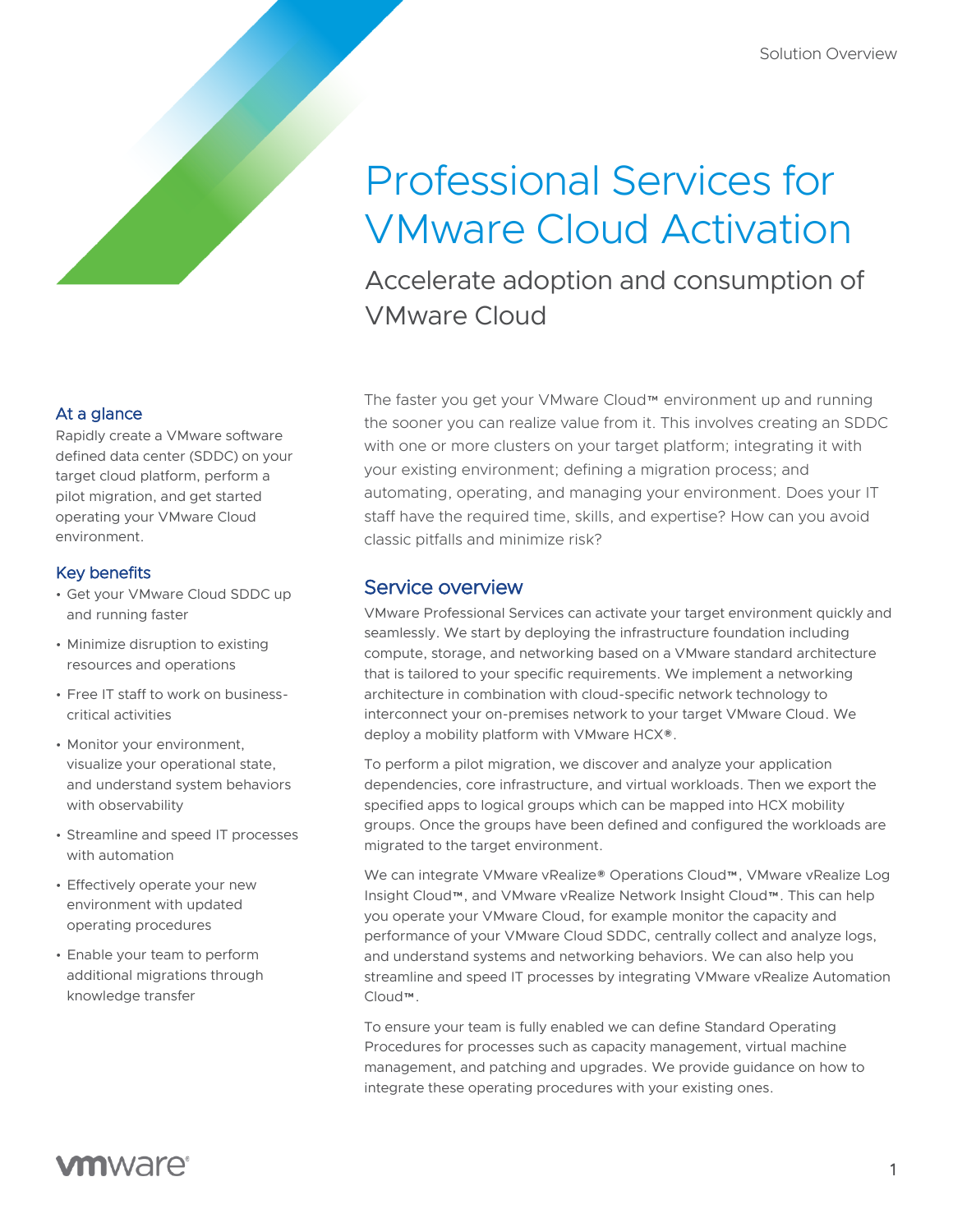Solution Overview

# Professional Services for VMware Cloud Activation

## Accelerate adoption and consumption of VMware Cloud

### At a glance

Rapidly create a VMware software defined data center (SDDC) on your target cloud platform, perform a pilot migration, and get started operating your VMware Cloud environment.

### Key benefits

- Get your VMware Cloud SDDC up and running faster
- Minimize disruption to existing resources and operations
- Free IT staff to work on business-critical activities
- Monitor your environment, visualize your operational state, and understand system behaviors with observability
- Streamline and speed IT processes with automation
- Effectively operate your new environment with updated operating procedures
- Enable your team to perform additional migrations through knowledge transfer

The faster you get your VMware Cloud™ environment up and running the sooner you can realize value from it. This involves creating an SDDC with one or more clusters on your target platform; integrating it with your existing environment; defining a migration process; and automating, operating, and managing your environment. Does your IT staff have the required time, skills, and expertise? How can you avoid classic pitfalls and minimize risk?

## Service overview

VMware Professional Services can activate your target environment quickly and seamlessly. We start by deploying the infrastructure foundation including compute, storage, and networking based on a VMware standard architecture that is tailored to your specific requirements. We implement a networking architecture in combination with cloud-specific network technology to interconnect your on-premises network to your target VMware Cloud. We deploy a mobility platform with VMware HCX®.

To perform a pilot migration, we discover and analyze your application dependencies, core infrastructure, and virtual workloads. Then we export the specified apps to logical groups which can be mapped into HCX mobility groups. Once the groups have been defined and configured the workloads are migrated to the target environment.

We can integrate VMware vRealize® Operations Cloud™, VMware vRealize Log Insight Cloud™, and VMware vRealize Network Insight Cloud™. This can help you operate your VMware Cloud, for example monitor the capacity and performance of your VMware Cloud SDDC, centrally collect and analyze logs, and understand systems and networking behaviors. We can also help you streamline and speed IT processes by integrating VMware vRealize Automation Cloud™.

To ensure your team is fully enabled we can define Standard Operating Procedures for processes such as capacity management, virtual machine management, and patching and upgrades. We provide guidance on how to integrate these operating procedures with your existing ones.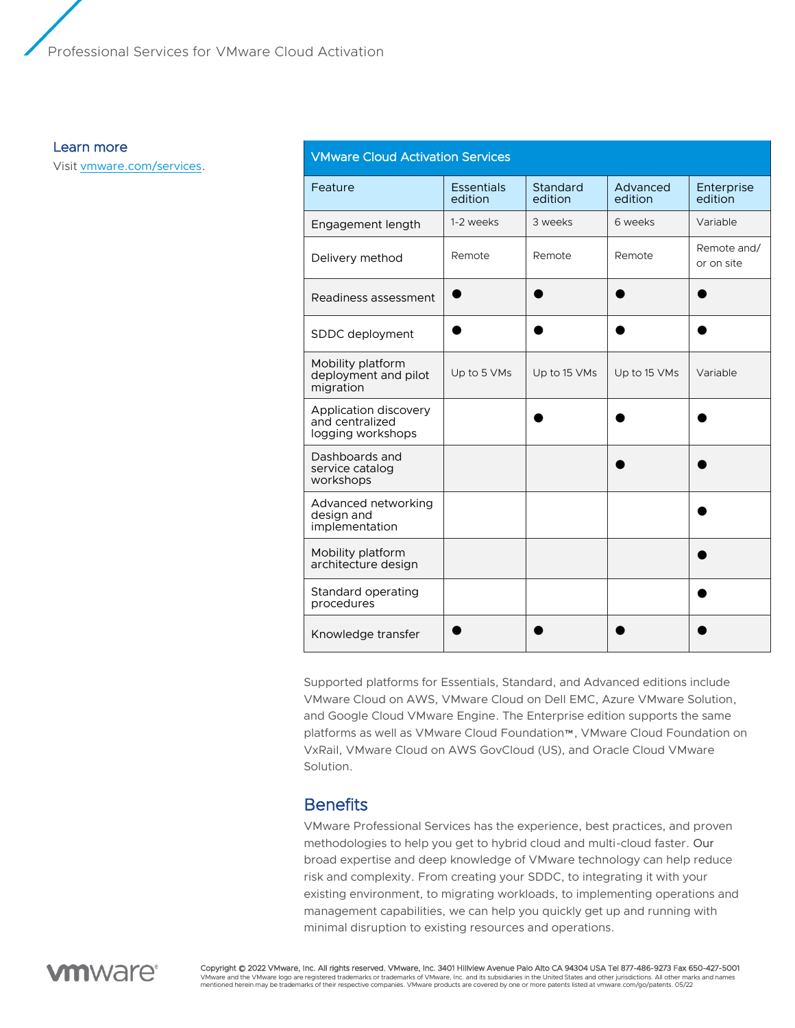## Learn more

Visit [vmware.com/services](vmware.com/services).

| VMware Cloud Activation Services | | | | |
|---|---|---|---|---|
| Feature | Essentials edition | Standard edition | Advanced edition | Enterprise edition |
| Engagement length | 1-2 weeks | 3 weeks | 6 weeks | Variable |
| Delivery method | Remote | Remote | Remote | Remote and/ or on site |
| Readiness assessment | ● | ● | ● | ● |
| SDDC deployment | ● | ● | ● | ● |
| Mobility platform deployment and pilot migration | Up to 5 VMs | Up to 15 VMs | Up to 15 VMs | Variable |
| Application discovery and centralized logging workshops | | ● | ● | ● |
| Dashboards and service catalog workshops | | | ● | ● |
| Advanced networking design and implementation | | | | ● |
| Mobility platform architecture design | | | | ● |
| Standard operating procedures | | | | ● |
| Knowledge transfer | ● | ● | ● | ● |

Supported platforms for Essentials, Standard, and Advanced editions include VMware Cloud on AWS, VMware Cloud on Dell EMC, Azure VMware Solution, and Google Cloud VMware Engine. The Enterprise edition supports the same platforms as well as VMware Cloud Foundation™, VMware Cloud Foundation on VxRail, VMware Cloud on AWS GovCloud (US), and Oracle Cloud VMware Solution.

## Benefits

VMware Professional Services has the experience, best practices, and proven methodologies to help you get to hybrid cloud and multi-cloud faster. Our broad expertise and deep knowledge of VMware technology can help reduce risk and complexity. From creating your SDDC, to integrating it with your existing environment, to migrating workloads, to implementing operations and management capabilities, we can help you quickly get up and running with minimal disruption to existing resources and operations.

Copyright © 2022 VMware, Inc. All rights reserved. VMware, Inc. 3401 Hillview Avenue Palo Alto CA 94304 USA Tel 877-486-9273 Fax 650-427-5001 VMware and the VMware logo are registered trademarks or trademarks of VMware, Inc. and its subsidiaries in the United States and other jurisdictions. All other marks and names mentioned herein may be trademarks of their respective companies. VMware products are covered by one or more patents listed at vmware.com/go/patents. 05/22